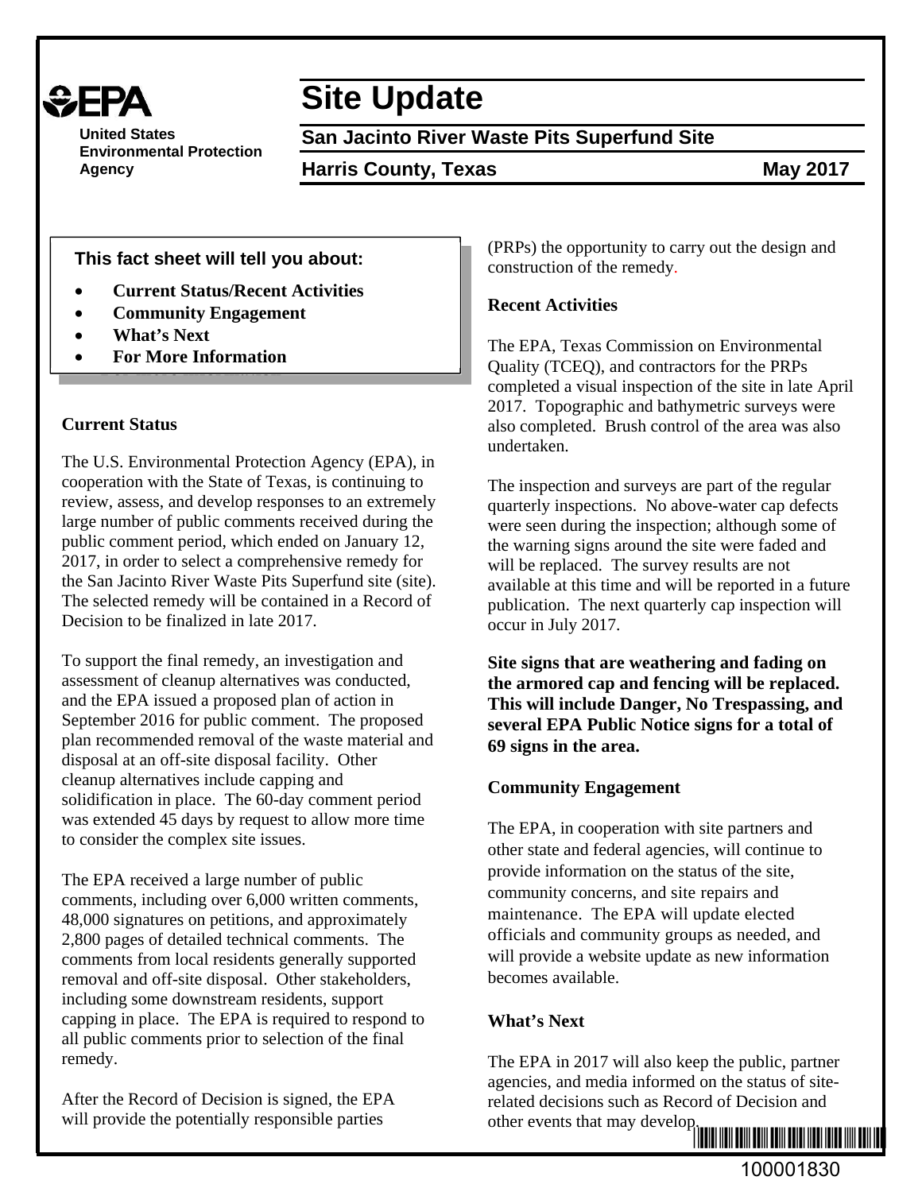EPA

United States Environmental Protection Agency

# Site Update

## San Jacinto River Waste Pits Superfund Site

**Harris County, Texas** **May 2017**

**This fact sheet will tell you about:**

- **Current Status/Recent Activities**
- **Community Engagement**
- **What's Next**
- **For More Information**

### Current Status

The U.S. Environmental Protection Agency (EPA), in cooperation with the State of Texas, is continuing to review, assess, and develop responses to an extremely large number of public comments received during the public comment period, which ended on January 12, 2017, in order to select a comprehensive remedy for the San Jacinto River Waste Pits Superfund site (site). The selected remedy will be contained in a Record of Decision to be finalized in late 2017.

To support the final remedy, an investigation and assessment of cleanup alternatives was conducted, and the EPA issued a proposed plan of action in September 2016 for public comment. The proposed plan recommended removal of the waste material and disposal at an off-site disposal facility. Other cleanup alternatives include capping and solidification in place. The 60-day comment period was extended 45 days by request to allow more time to consider the complex site issues.

The EPA received a large number of public comments, including over 6,000 written comments, 48,000 signatures on petitions, and approximately 2,800 pages of detailed technical comments. The comments from local residents generally supported removal and off-site disposal. Other stakeholders, including some downstream residents, support capping in place. The EPA is required to respond to all public comments prior to selection of the final remedy.

After the Record of Decision is signed, the EPA will provide the potentially responsible parties (PRPs) the opportunity to carry out the design and construction of the remedy.

### Recent Activities

The EPA, Texas Commission on Environmental Quality (TCEQ), and contractors for the PRPs completed a visual inspection of the site in late April 2017. Topographic and bathymetric surveys were also completed. Brush control of the area was also undertaken.

The inspection and surveys are part of the regular quarterly inspections. No above-water cap defects were seen during the inspection; although some of the warning signs around the site were faded and will be replaced. The survey results are not available at this time and will be reported in a future publication. The next quarterly cap inspection will occur in July 2017.

**Site signs that are weathering and fading on the armored cap and fencing will be replaced. This will include Danger, No Trespassing, and several EPA Public Notice signs for a total of 69 signs in the area.**

### Community Engagement

The EPA, in cooperation with site partners and other state and federal agencies, will continue to provide information on the status of the site, community concerns, and site repairs and maintenance. The EPA will update elected officials and community groups as needed, and will provide a website update as new information becomes available.

### What's Next

The EPA in 2017 will also keep the public, partner agencies, and media informed on the status of site-related decisions such as Record of Decision and other events that may develop.

100001830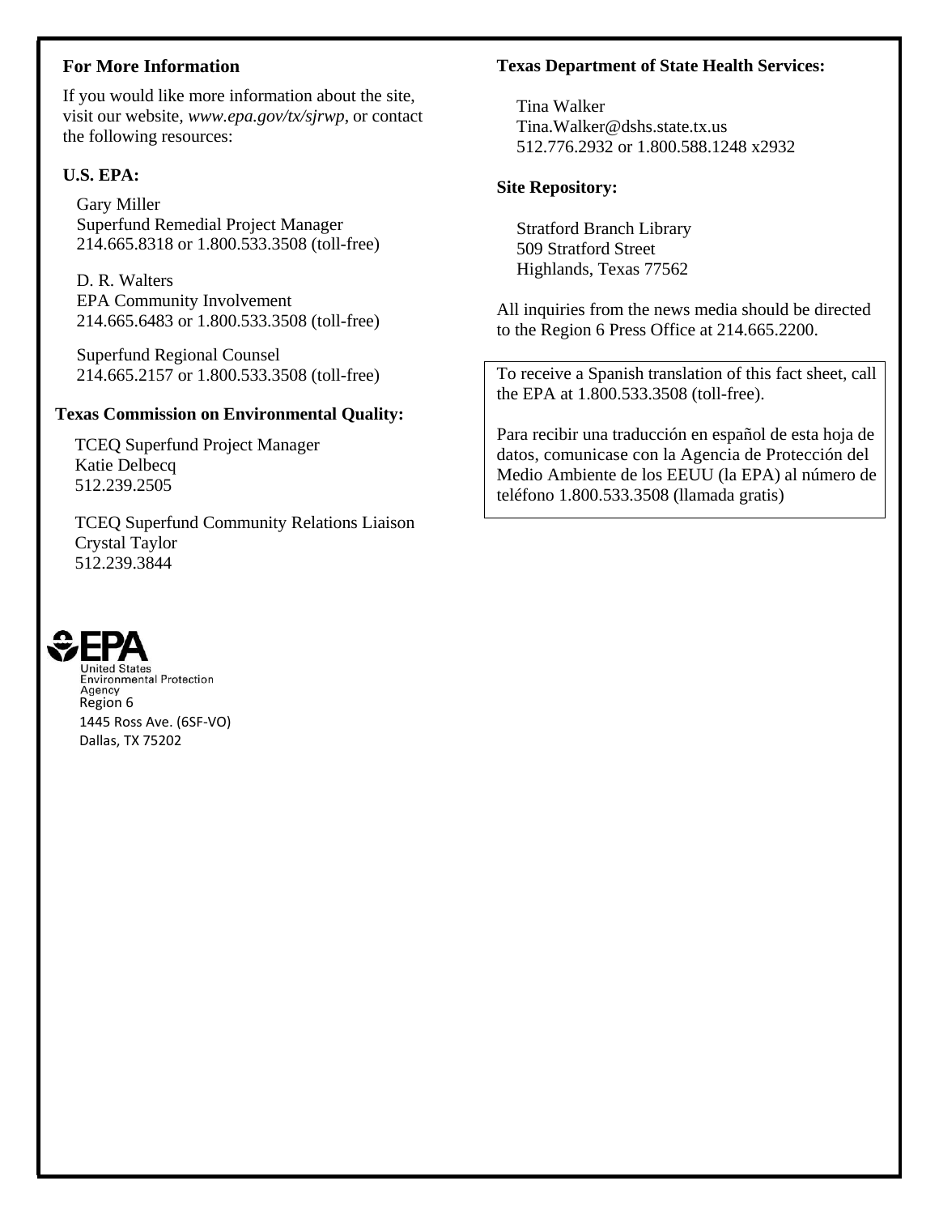## For More Information

If you would like more information about the site, visit our website, *www.epa.gov/tx/sjrwp*, or contact the following resources:

**U.S. EPA:**

Gary Miller
Superfund Remedial Project Manager
214.665.8318 or 1.800.533.3508 (toll-free)

D. R. Walters
EPA Community Involvement
214.665.6483 or 1.800.533.3508 (toll-free)

Superfund Regional Counsel
214.665.2157 or 1.800.533.3508 (toll-free)

**Texas Commission on Environmental Quality:**

TCEQ Superfund Project Manager
Katie Delbecq
512.239.2505

TCEQ Superfund Community Relations Liaison
Crystal Taylor
512.239.3844

**Texas Department of State Health Services:**

Tina Walker
Tina.Walker@dshs.state.tx.us
512.776.2932 or 1.800.588.1248 x2932

**Site Repository:**

Stratford Branch Library
509 Stratford Street
Highlands, Texas 77562

All inquiries from the news media should be directed to the Region 6 Press Office at 214.665.2200.

To receive a Spanish translation of this fact sheet, call the EPA at 1.800.533.3508 (toll-free).

Para recibir una traducción en español de esta hoja de datos, comunicase con la Agencia de Protección del Medio Ambiente de los EEUU (la EPA) al número de teléfono 1.800.533.3508 (llamada gratis)

EPA
United States
Environmental Protection
Agency
Region 6
1445 Ross Ave. (6SF-VO)
Dallas, TX 75202